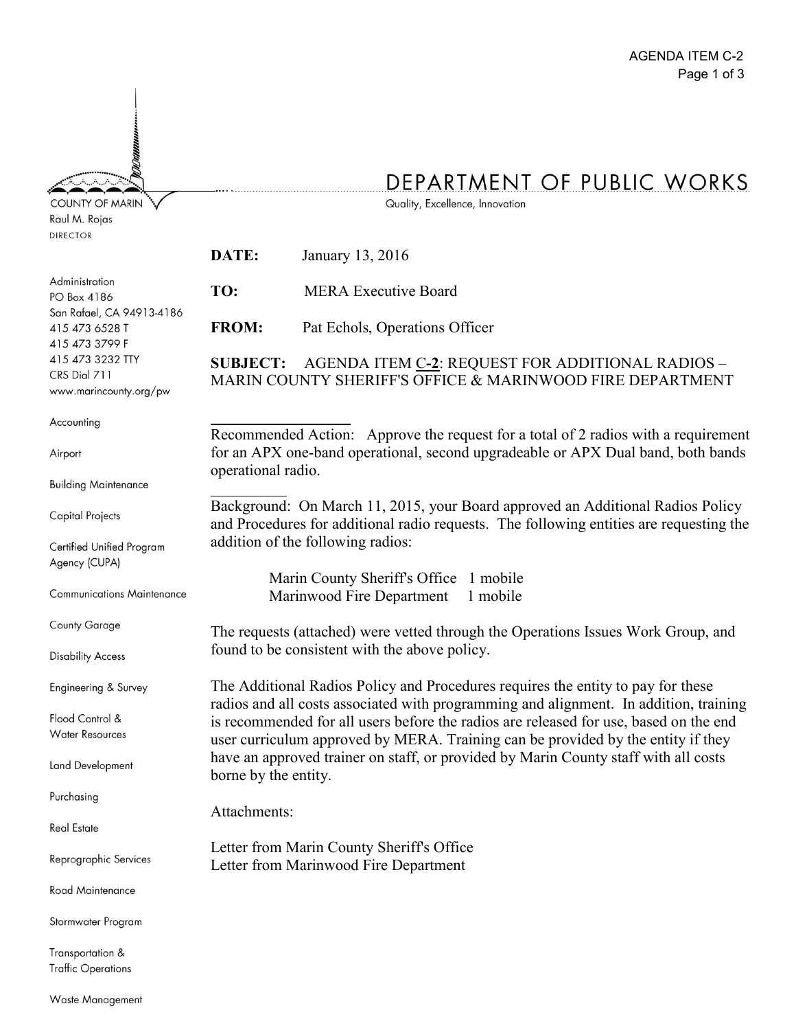AGENDA ITEM C-2

# DEPARTMENT OF PUBLIC WORKS

Quality, Excellence, Innovation

COUNTY OF MARIN
Raul M. Rojas
DIRECTOR

Administration
PO Box 4186
San Rafael, CA 94913-4186
415 473 6528 T
415 473 3799 F
415 473 3232 TTY
CRS Dial 711
www.marincounty.org/pw

Accounting
Airport
Building Maintenance
Capital Projects
Certified Unified Program Agency (CUPA)
Communications Maintenance
County Garage
Disability Access
Engineering & Survey
Flood Control & Water Resources
Land Development
Purchasing
Real Estate
Reprographic Services
Road Maintenance
Stormwater Program
Transportation & Traffic Operations
Waste Management

**DATE:** January 13, 2016

**TO:** MERA Executive Board

**FROM:** Pat Echols, Operations Officer

**SUBJECT:** AGENDA ITEM C-2: REQUEST FOR ADDITIONAL RADIOS – MARIN COUNTY SHERIFF'S OFFICE & MARINWOOD FIRE DEPARTMENT

Recommended Action: Approve the request for a total of 2 radios with a requirement for an APX one-band operational, second upgradeable or APX Dual band, both bands operational radio.

Background: On March 11, 2015, your Board approved an Additional Radios Policy and Procedures for additional radio requests. The following entities are requesting the addition of the following radios:

Marin County Sheriff's Office 1 mobile
Marinwood Fire Department 1 mobile

The requests (attached) were vetted through the Operations Issues Work Group, and found to be consistent with the above policy.

The Additional Radios Policy and Procedures requires the entity to pay for these radios and all costs associated with programming and alignment. In addition, training is recommended for all users before the radios are released for use, based on the end user curriculum approved by MERA. Training can be provided by the entity if they have an approved trainer on staff, or provided by Marin County staff with all costs borne by the entity.

Attachments:

Letter from Marin County Sheriff's Office
Letter from Marinwood Fire Department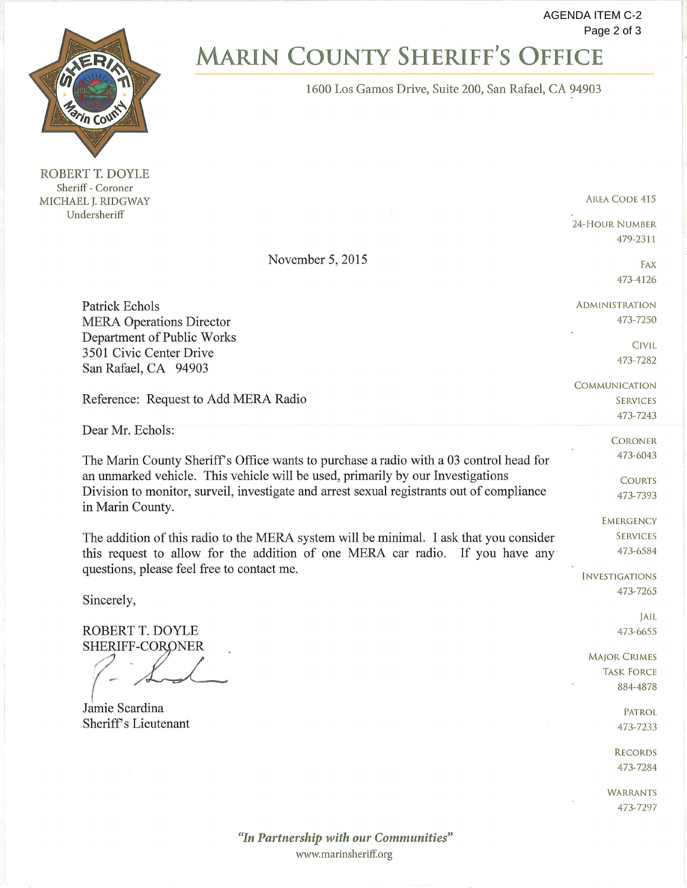# MARIN COUNTY SHERIFF'S OFFICE

1600 Los Gamos Drive, Suite 200, San Rafael, CA 94903

ROBERT T. DOYLE
Sheriff - Coroner
MICHAEL J. RIDGWAY
Undersheriff

AREA CODE 415

24-HOUR NUMBER 479-2311

FAX 473-4126

ADMINISTRATION 473-7250

CIVIL 473-7282

COMMUNICATION SERVICES 473-7243

CORONER 473-6043

COURTS 473-7393

EMERGENCY SERVICES 473-6584

INVESTIGATIONS 473-7265

JAIL 473-6655

MAJOR CRIMES TASK FORCE 884-4878

PATROL 473-7233

RECORDS 473-7284

WARRANTS 473-7297

November 5, 2015

Patrick Echols
MERA Operations Director
Department of Public Works
3501 Civic Center Drive
San Rafael, CA 94903

Reference: Request to Add MERA Radio

Dear Mr. Echols:

The Marin County Sheriff's Office wants to purchase a radio with a 03 control head for an unmarked vehicle. This vehicle will be used, primarily by our Investigations Division to monitor, surveil, investigate and arrest sexual registrants out of compliance in Marin County.

The addition of this radio to the MERA system will be minimal. I ask that you consider this request to allow for the addition of one MERA car radio. If you have any questions, please feel free to contact me.

Sincerely,

ROBERT T. DOYLE
SHERIFF-CORONER

Jamie Scardina
Sheriff's Lieutenant

*"In Partnership with our Communities"*
www.marinsheriff.org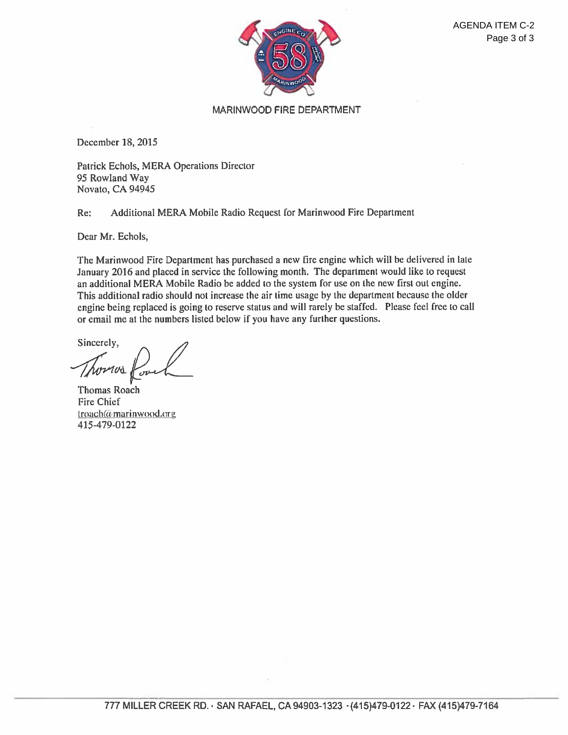AGENDA ITEM C-2

MARINWOOD FIRE DEPARTMENT

December 18, 2015

Patrick Echols, MERA Operations Director
95 Rowland Way
Novato, CA 94945

Re: Additional MERA Mobile Radio Request for Marinwood Fire Department

Dear Mr. Echols,

The Marinwood Fire Department has purchased a new fire engine which will be delivered in late January 2016 and placed in service the following month. The department would like to request an additional MERA Mobile Radio be added to the system for use on the new first out engine. This additional radio should not increase the air time usage by the department because the older engine being replaced is going to reserve status and will rarely be staffed. Please feel free to call or email me at the numbers listed below if you have any further questions.

Sincerely,

Thomas Roach
Fire Chief
troach@marinwood.org
415-479-0122

777 MILLER CREEK RD. · SAN RAFAEL, CA 94903-1323 · (415)479-0122 · FAX (415)479-7164